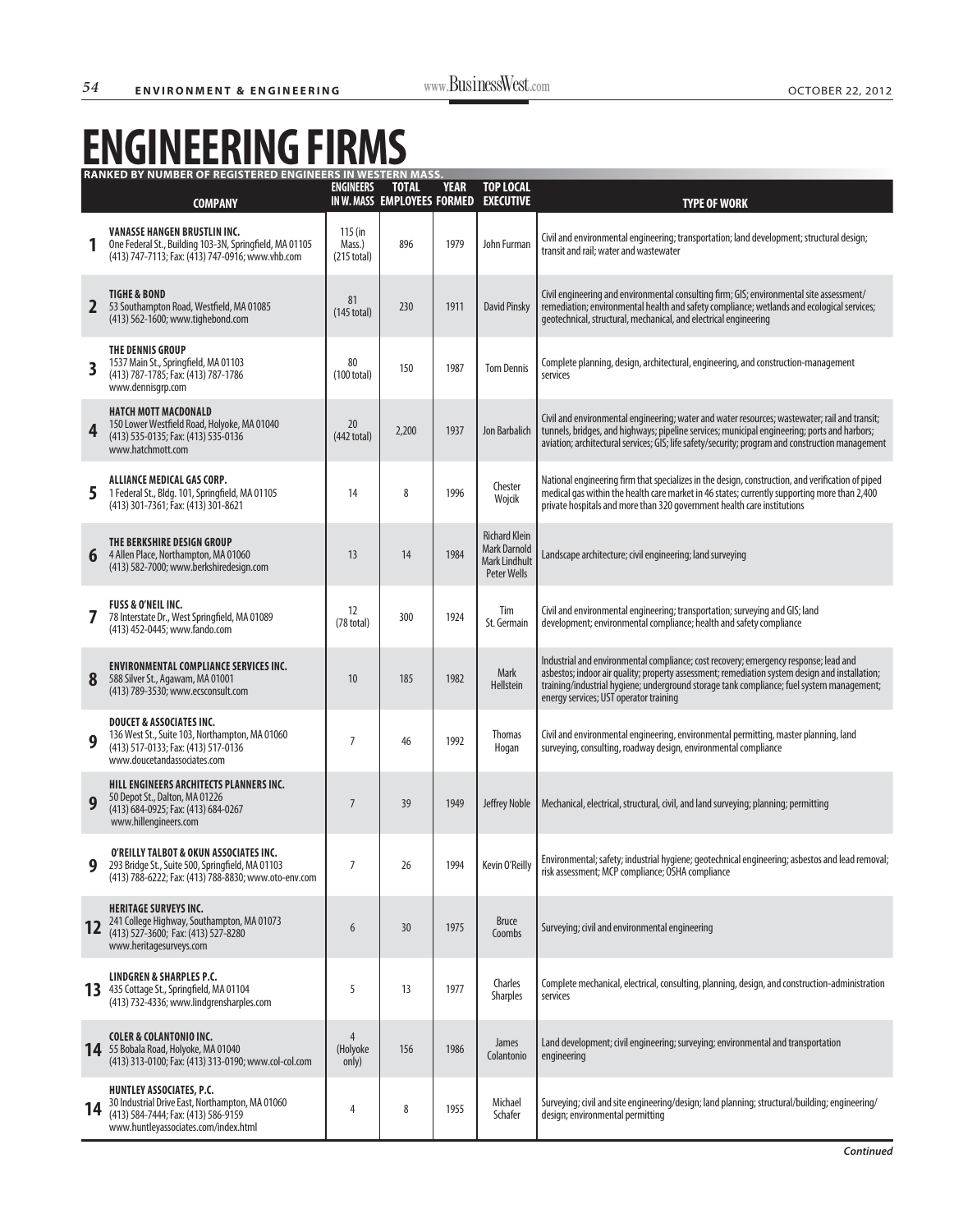# ENGINEERING FIRMS

**RANKED BY NUMBER OF REGISTERED ENGINEERS IN WESTERN MASS.**

| | COMPANY | ENGINEERS IN W. MASS | TOTAL EMPLOYEES | YEAR FORMED | TOP LOCAL EXECUTIVE | TYPE OF WORK |
|---|---|---|---|---|---|---|
| 1 | **VANASSE HANGEN BRUSTLIN INC.** One Federal St., Building 103-3N, Springfield, MA 01105 (413) 747-7113; Fax: (413) 747-0916; www.vhb.com | 115 (in Mass.) (215 total) | 896 | 1979 | John Furman | Civil and environmental engineering; transportation; land development; structural design; transit and rail; water and wastewater |
| 2 | **TIGHE & BOND** 53 Southampton Road, Westfield, MA 01085 (413) 562-1600; www.tighebond.com | 81 (145 total) | 230 | 1911 | David Pinsky | Civil engineering and environmental consulting firm; GIS; environmental site assessment/ remediation; environmental health and safety compliance; wetlands and ecological services; geotechnical, structural, mechanical, and electrical engineering |
| 3 | **THE DENNIS GROUP** 1537 Main St., Springfield, MA 01103 (413) 787-1785; Fax: (413) 787-1786 www.dennisgrp.com | 80 (100 total) | 150 | 1987 | Tom Dennis | Complete planning, design, architectural, engineering, and construction-management services |
| 4 | **HATCH MOTT MACDONALD** 150 Lower Westfield Road, Holyoke, MA 01040 (413) 535-0135; Fax: (413) 535-0136 www.hatchmott.com | 20 (442 total) | 2,200 | 1937 | Jon Barbalich | Civil and environmental engineering; water and water resources; wastewater; rail and transit; tunnels, bridges, and highways; pipeline services; municipal engineering; ports and harbors; aviation; architectural services; GIS; life safety/security; program and construction management |
| 5 | **ALLIANCE MEDICAL GAS CORP.** 1 Federal St., Bldg. 101, Springfield, MA 01105 (413) 301-7361; Fax: (413) 301-8621 | 14 | 8 | 1996 | Chester Wojcik | National engineering firm that specializes in the design, construction, and verification of piped medical gas within the health care market in 46 states; currently supporting more than 2,400 private hospitals and more than 320 government health care institutions |
| 6 | **THE BERKSHIRE DESIGN GROUP** 4 Allen Place, Northampton, MA 01060 (413) 582-7000; www.berkshiredesign.com | 13 | 14 | 1984 | Richard Klein Mark Darnold Mark Lindhult Peter Wells | Landscape architecture; civil engineering; land surveying |
| 7 | **FUSS & O'NEIL INC.** 78 Interstate Dr., West Springfield, MA 01089 (413) 452-0445; www.fando.com | 12 (78 total) | 300 | 1924 | Tim St. Germain | Civil and environmental engineering; transportation; surveying and GIS; land development; environmental compliance; health and safety compliance |
| 8 | **ENVIRONMENTAL COMPLIANCE SERVICES INC.** 588 Silver St., Agawam, MA 01001 (413) 789-3530; www.ecsconsult.com | 10 | 185 | 1982 | Mark Hellstein | Industrial and environmental compliance; cost recovery; emergency response; lead and asbestos; indoor air quality; property assessment; remediation system design and installation; training/industrial hygiene; underground storage tank compliance; fuel system management; energy services; UST operator training |
| 9 | **DOUCET & ASSOCIATES INC.** 136 West St., Suite 103, Northampton, MA 01060 (413) 517-0133; Fax: (413) 517-0136 www.doucetandassociates.com | 7 | 46 | 1992 | Thomas Hogan | Civil and environmental engineering, environmental permitting, master planning, land surveying, consulting, roadway design, environmental compliance |
| 9 | **HILL ENGINEERS ARCHITECTS PLANNERS INC.** 50 Depot St., Dalton, MA 01226 (413) 684-0925; Fax: (413) 684-0267 www.hillengineers.com | 7 | 39 | 1949 | Jeffrey Noble | Mechanical, electrical, structural, civil, and land surveying; planning; permitting |
| 9 | **O'REILLY TALBOT & OKUN ASSOCIATES INC.** 293 Bridge St., Suite 500, Springfield, MA 01103 (413) 788-6222; Fax: (413) 788-8830; www.oto-env.com | 7 | 26 | 1994 | Kevin O'Reilly | Environmental; safety; industrial hygiene; geotechnical engineering; asbestos and lead removal; risk assessment; MCP compliance; OSHA compliance |
| 12 | **HERITAGE SURVEYS INC.** 241 College Highway, Southampton, MA 01073 (413) 527-3600; Fax: (413) 527-8280 www.heritagesurveys.com | 6 | 30 | 1975 | Bruce Coombs | Surveying; civil and environmental engineering |
| 13 | **LINDGREN & SHARPLES P.C.** 435 Cottage St., Springfield, MA 01104 (413) 732-4336; www.lindgrensharples.com | 5 | 13 | 1977 | Charles Sharples | Complete mechanical, electrical, consulting, planning, design, and construction-administration services |
| 14 | **COLER & COLANTONIO INC.** 55 Bobala Road, Holyoke, MA 01040 (413) 313-0100; Fax: (413) 313-0190; www.col-col.com | 4 (Holyoke only) | 156 | 1986 | James Colantonio | Land development; civil engineering; surveying; environmental and transportation engineering |
| 14 | **HUNTLEY ASSOCIATES, P.C.** 30 Industrial Drive East, Northampton, MA 01060 (413) 584-7444; Fax: (413) 586-9159 www.huntleyassociates.com/index.html | 4 | 8 | 1955 | Michael Schafer | Surveying; civil and site engineering/design; land planning; structural/building; engineering/ design; environmental permitting |

*Continued*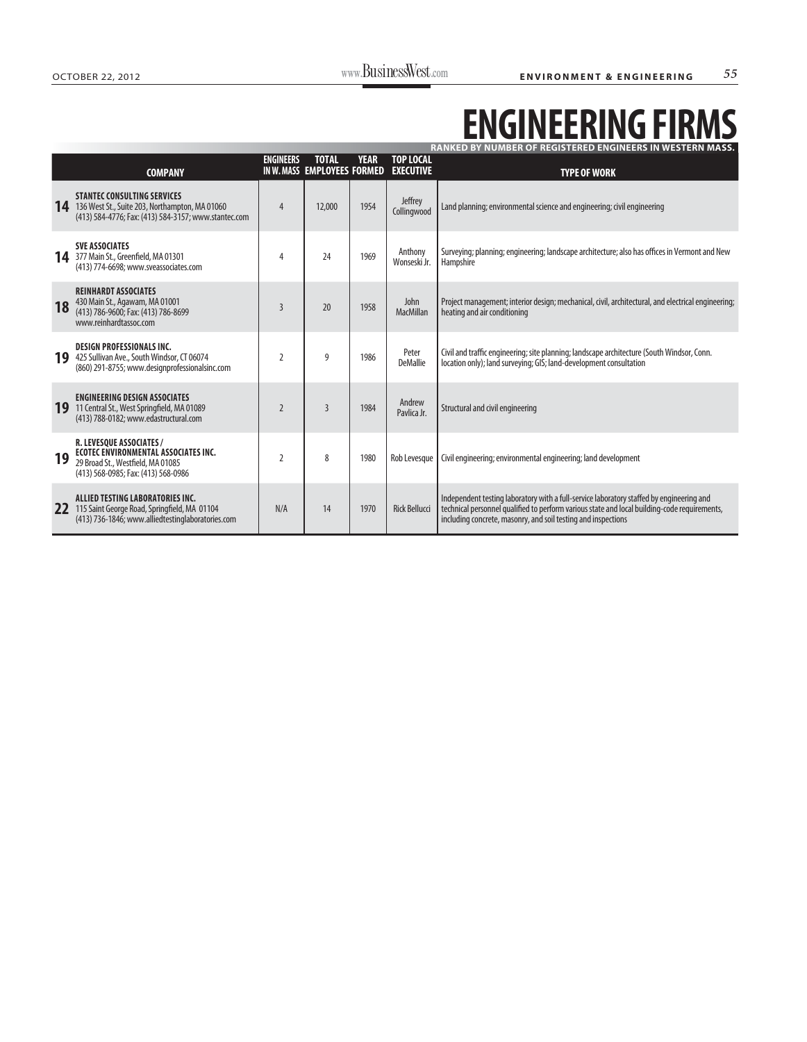# ENGINEERING FIRMS

RANKED BY NUMBER OF REGISTERED ENGINEERS IN WESTERN MASS.

| | COMPANY | ENGINEERS IN W. MASS | TOTAL EMPLOYEES | YEAR FORMED | TOP LOCAL EXECUTIVE | TYPE OF WORK |
|---|---|---|---|---|---|---|
| 14 | **STANTEC CONSULTING SERVICES** 136 West St., Suite 203, Northampton, MA 01060 (413) 584-4776; Fax: (413) 584-3157; www.stantec.com | 4 | 12,000 | 1954 | Jeffrey Collingwood | Land planning; environmental science and engineering; civil engineering |
| 14 | **SVE ASSOCIATES** 377 Main St., Greenfield, MA 01301 (413) 774-6698; www.sveassociates.com | 4 | 24 | 1969 | Anthony Wonseski Jr. | Surveying; planning; engineering; landscape architecture; also has offices in Vermont and New Hampshire |
| 18 | **REINHARDT ASSOCIATES** 430 Main St., Agawam, MA 01001 (413) 786-9600; Fax: (413) 786-8699 www.reinhardtassoc.com | 3 | 20 | 1958 | John MacMillan | Project management; interior design; mechanical, civil, architectural, and electrical engineering; heating and air conditioning |
| 19 | **DESIGN PROFESSIONALS INC.** 425 Sullivan Ave., South Windsor, CT 06074 (860) 291-8755; www.designprofessionalsinc.com | 2 | 9 | 1986 | Peter DeMallie | Civil and traffic engineering; site planning; landscape architecture (South Windsor, Conn. location only); land surveying; GIS; land-development consultation |
| 19 | **ENGINEERING DESIGN ASSOCIATES** 11 Central St., West Springfield, MA 01089 (413) 788-0182; www.edastructural.com | 2 | 3 | 1984 | Andrew Pavlica Jr. | Structural and civil engineering |
| 19 | **R. LEVESQUE ASSOCIATES / ECOTEC ENVIRONMENTAL ASSOCIATES INC.** 29 Broad St., Westfield, MA 01085 (413) 568-0985; Fax: (413) 568-0986 | 2 | 8 | 1980 | Rob Levesque | Civil engineering; environmental engineering; land development |
| 22 | **ALLIED TESTING LABORATORIES INC.** 115 Saint George Road, Springfield, MA 01104 (413) 736-1846; www.alliedtestinglaboratories.com | N/A | 14 | 1970 | Rick Bellucci | Independent testing laboratory with a full-service laboratory staffed by engineering and technical personnel qualified to perform various state and local building-code requirements, including concrete, masonry, and soil testing and inspections |